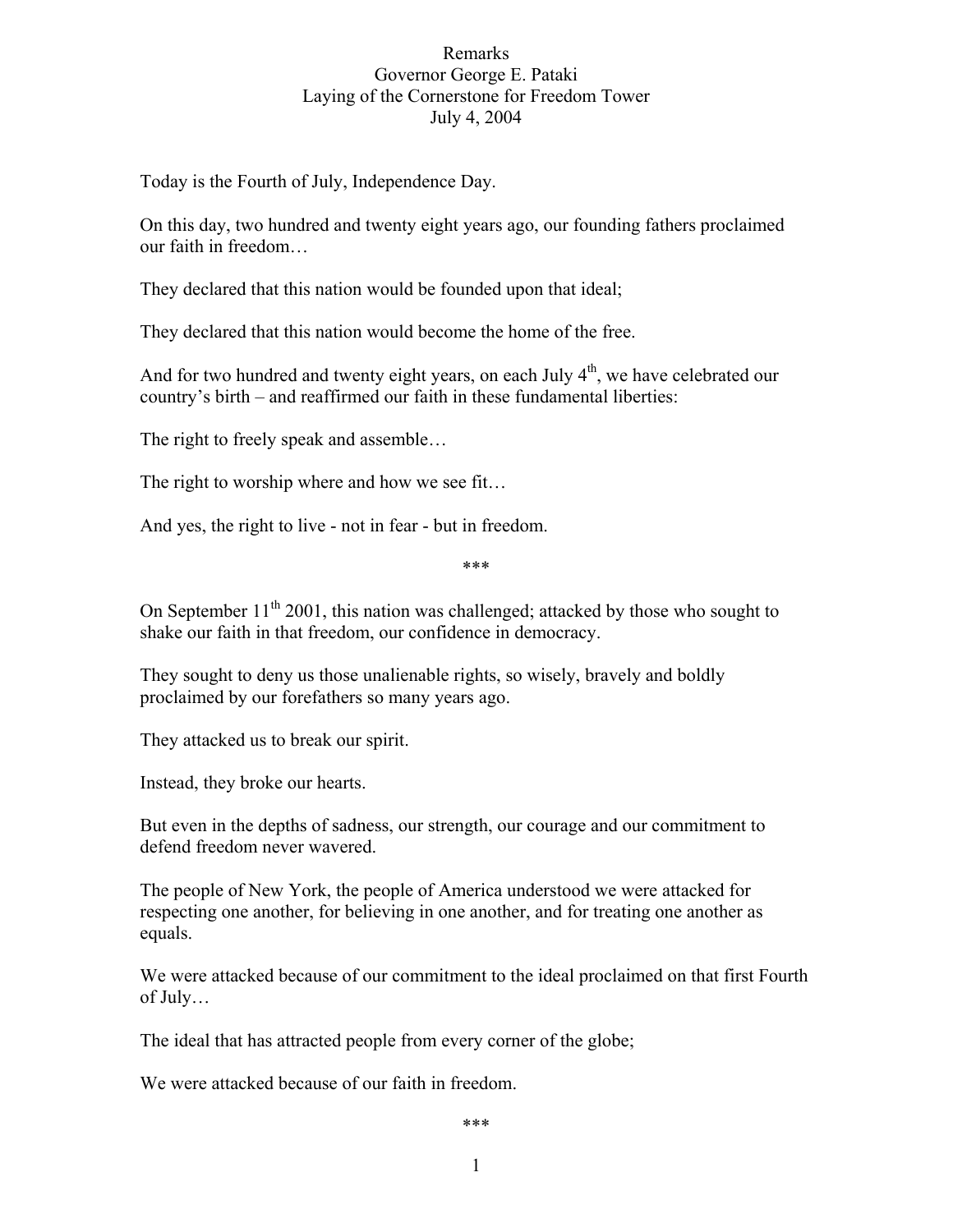# Remarks
## Governor George E. Pataki
## Laying of the Cornerstone for Freedom Tower
## July 4, 2004

Today is the Fourth of July, Independence Day.

On this day, two hundred and twenty eight years ago, our founding fathers proclaimed our faith in freedom…

They declared that this nation would be founded upon that ideal;

They declared that this nation would become the home of the free.

And for two hundred and twenty eight years, on each July 4th, we have celebrated our country's birth – and reaffirmed our faith in these fundamental liberties:

The right to freely speak and assemble…

The right to worship where and how we see fit…

And yes, the right to live - not in fear - but in freedom.

***

On September 11th 2001, this nation was challenged; attacked by those who sought to shake our faith in that freedom, our confidence in democracy.

They sought to deny us those unalienable rights, so wisely, bravely and boldly proclaimed by our forefathers so many years ago.

They attacked us to break our spirit.

Instead, they broke our hearts.

But even in the depths of sadness, our strength, our courage and our commitment to defend freedom never wavered.

The people of New York, the people of America understood we were attacked for respecting one another, for believing in one another, and for treating one another as equals.

We were attacked because of our commitment to the ideal proclaimed on that first Fourth of July…

The ideal that has attracted people from every corner of the globe;

We were attacked because of our faith in freedom.

***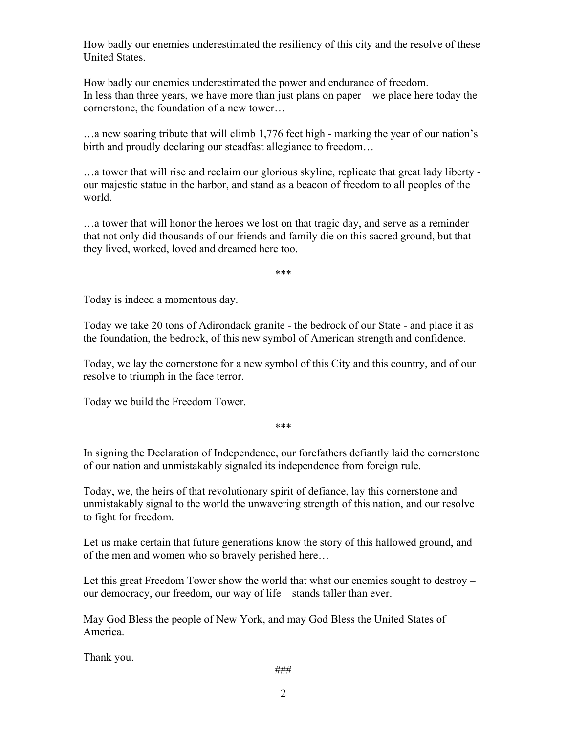How badly our enemies underestimated the resiliency of this city and the resolve of these United States.

How badly our enemies underestimated the power and endurance of freedom.
In less than three years, we have more than just plans on paper – we place here today the cornerstone, the foundation of a new tower…

…a new soaring tribute that will climb 1,776 feet high - marking the year of our nation's birth and proudly declaring our steadfast allegiance to freedom…

…a tower that will rise and reclaim our glorious skyline, replicate that great lady liberty - our majestic statue in the harbor, and stand as a beacon of freedom to all peoples of the world.

…a tower that will honor the heroes we lost on that tragic day, and serve as a reminder that not only did thousands of our friends and family die on this sacred ground, but that they lived, worked, loved and dreamed here too.

***

Today is indeed a momentous day.

Today we take 20 tons of Adirondack granite - the bedrock of our State - and place it as the foundation, the bedrock, of this new symbol of American strength and confidence.

Today, we lay the cornerstone for a new symbol of this City and this country, and of our resolve to triumph in the face terror.

Today we build the Freedom Tower.

***

In signing the Declaration of Independence, our forefathers defiantly laid the cornerstone of our nation and unmistakably signaled its independence from foreign rule.

Today, we, the heirs of that revolutionary spirit of defiance, lay this cornerstone and unmistakably signal to the world the unwavering strength of this nation, and our resolve to fight for freedom.

Let us make certain that future generations know the story of this hallowed ground, and of the men and women who so bravely perished here…

Let this great Freedom Tower show the world that what our enemies sought to destroy – our democracy, our freedom, our way of life – stands taller than ever.

May God Bless the people of New York, and may God Bless the United States of America.

Thank you.

###